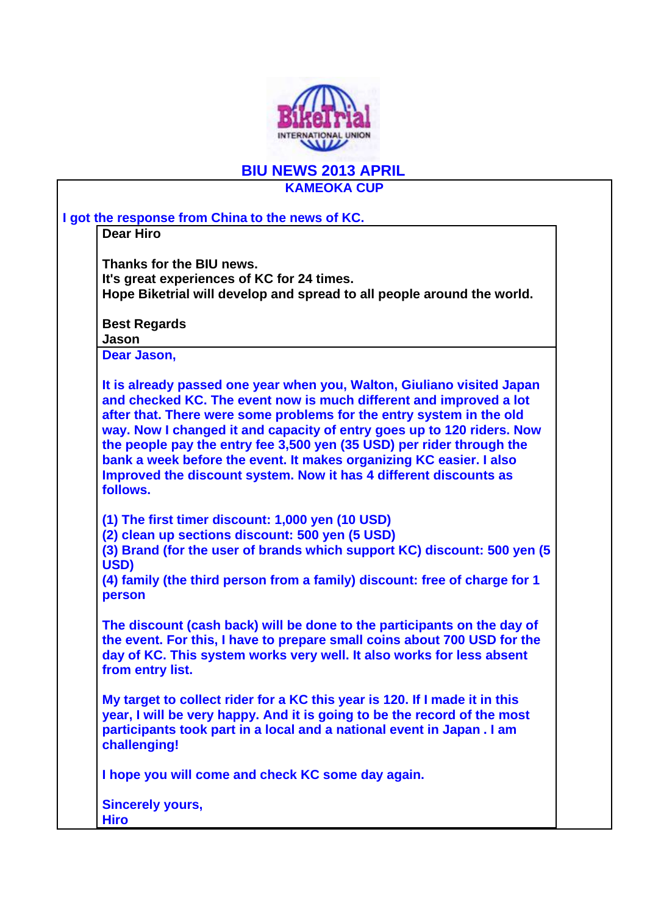# BIU NEWS 2013 APRIL

## KAMEOKA CUP

**I got the response from China to the news of KC.**

**Dear Hiro**

**Thanks for the BIU news.**
**It's great experiences of KC for 24 times.**
**Hope Biketrial will develop and spread to all people around the world.**

**Best Regards**
**Jason**

**Dear Jason,**

**It is already passed one year when you, Walton, Giuliano visited Japan and checked KC. The event now is much different and improved a lot after that. There were some problems for the entry system in the old way. Now I changed it and capacity of entry goes up to 120 riders. Now the people pay the entry fee 3,500 yen (35 USD) per rider through the bank a week before the event. It makes organizing KC easier. I also Improved the discount system. Now it has 4 different discounts as follows.**

**(1) The first timer discount: 1,000 yen (10 USD)**
**(2) clean up sections discount: 500 yen (5 USD)**
**(3) Brand (for the user of brands which support KC) discount: 500 yen (5 USD)**
**(4) family (the third person from a family) discount: free of charge for 1 person**

**The discount (cash back) will be done to the participants on the day of the event. For this, I have to prepare small coins about 700 USD for the day of KC. This system works very well. It also works for less absent from entry list.**

**My target to collect rider for a KC this year is 120. If I made it in this year, I will be very happy. And it is going to be the record of the most participants took part in a local and a national event in Japan . I am challenging!**

**I hope you will come and check KC some day again.**

**Sincerely yours,**
**Hiro**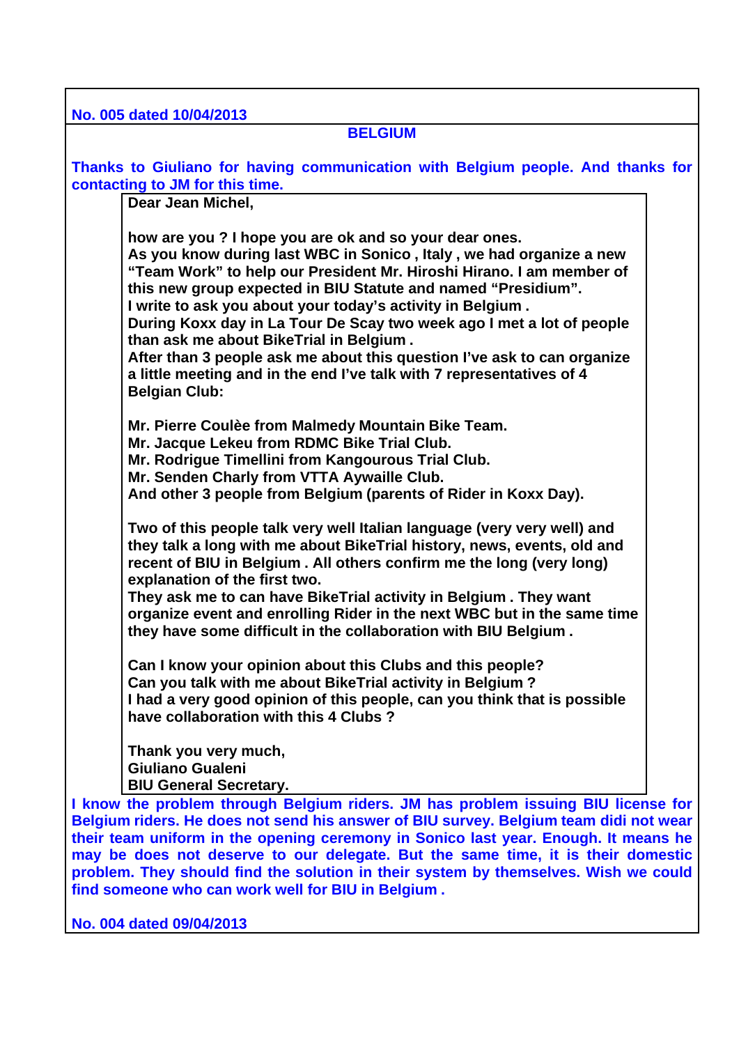**No. 005 dated 10/04/2013**

**BELGIUM**

**Thanks to Giuliano for having communication with Belgium people. And thanks for contacting to JM for this time.**

> **Dear Jean Michel,**
>
> **how are you ? I hope you are ok and so your dear ones.**
> **As you know during last WBC in Sonico , Italy , we had organize a new "Team Work" to help our President Mr. Hiroshi Hirano. I am member of this new group expected in BIU Statute and named "Presidium".**
> **I write to ask you about your today's activity in Belgium .**
> **During Koxx day in La Tour De Scay two week ago I met a lot of people than ask me about BikeTrial in Belgium .**
> **After than 3 people ask me about this question I've ask to can organize a little meeting and in the end I've talk with 7 representatives of 4 Belgian Club:**
>
> **Mr. Pierre Coulèe from Malmedy Mountain Bike Team.**
> **Mr. Jacque Lekeu from RDMC Bike Trial Club.**
> **Mr. Rodrigue Timellini from Kangourous Trial Club.**
> **Mr. Senden Charly from VTTA Aywaille Club.**
> **And other 3 people from Belgium (parents of Rider in Koxx Day).**
>
> **Two of this people talk very well Italian language (very very well) and they talk a long with me about BikeTrial history, news, events, old and recent of BIU in Belgium . All others confirm me the long (very long) explanation of the first two.**
> **They ask me to can have BikeTrial activity in Belgium . They want organize event and enrolling Rider in the next WBC but in the same time they have some difficult in the collaboration with BIU Belgium .**
>
> **Can I know your opinion about this Clubs and this people?**
> **Can you talk with me about BikeTrial activity in Belgium ?**
> **I had a very good opinion of this people, can you think that is possible have collaboration with this 4 Clubs ?**
>
> **Thank you very much,**
> **Giuliano Gualeni**
> **BIU General Secretary.**

**I know the problem through Belgium riders. JM has problem issuing BIU license for Belgium riders. He does not send his answer of BIU survey. Belgium team didi not wear their team uniform in the opening ceremony in Sonico last year. Enough. It means he may be does not deserve to our delegate. But the same time, it is their domestic problem. They should find the solution in their system by themselves. Wish we could find someone who can work well for BIU in Belgium .**

**No. 004 dated 09/04/2013**